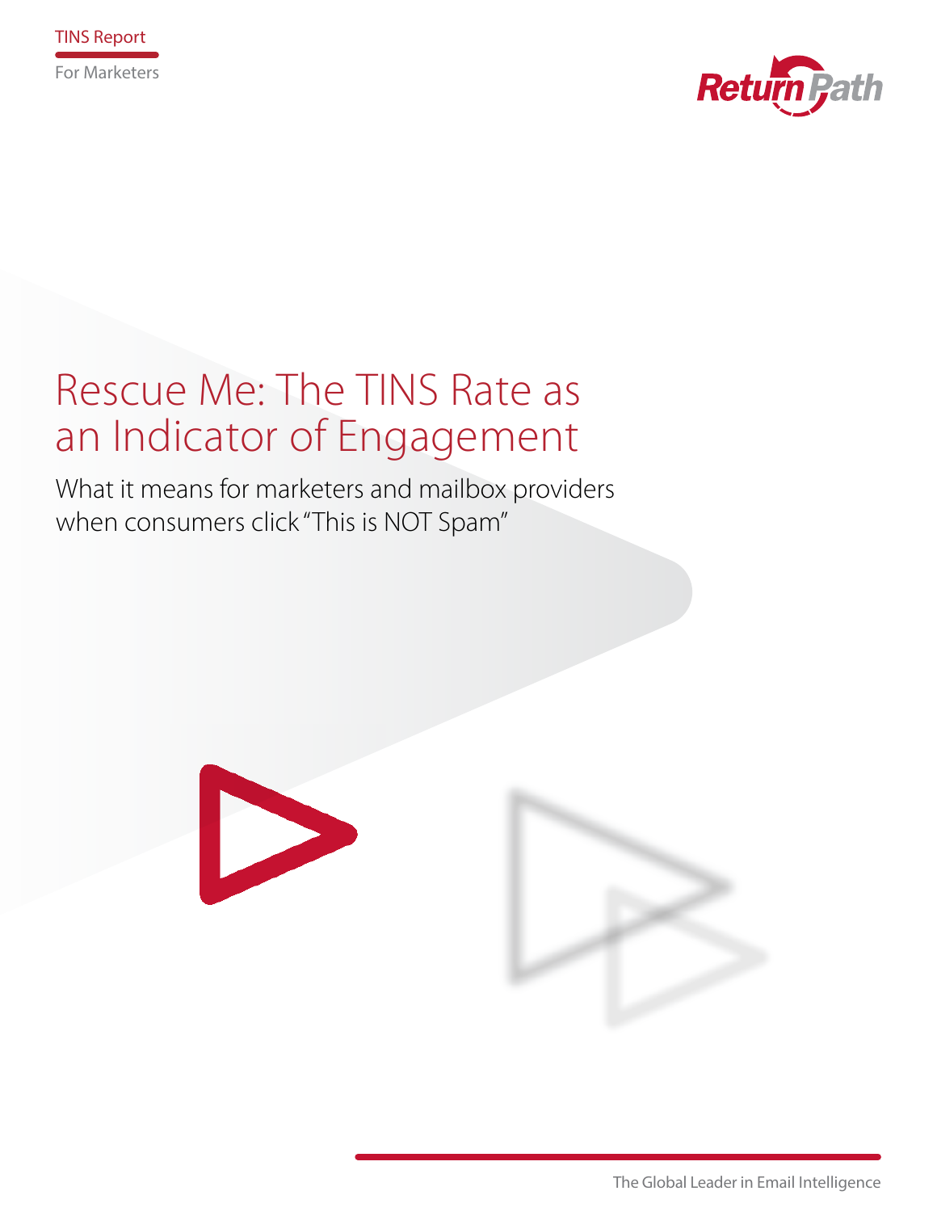TINS Report

For Marketers

Return Path

# Rescue Me: The TINS Rate as an Indicator of Engagement

## What it means for marketers and mailbox providers when consumers click "This is NOT Spam"

The Global Leader in Email Intelligence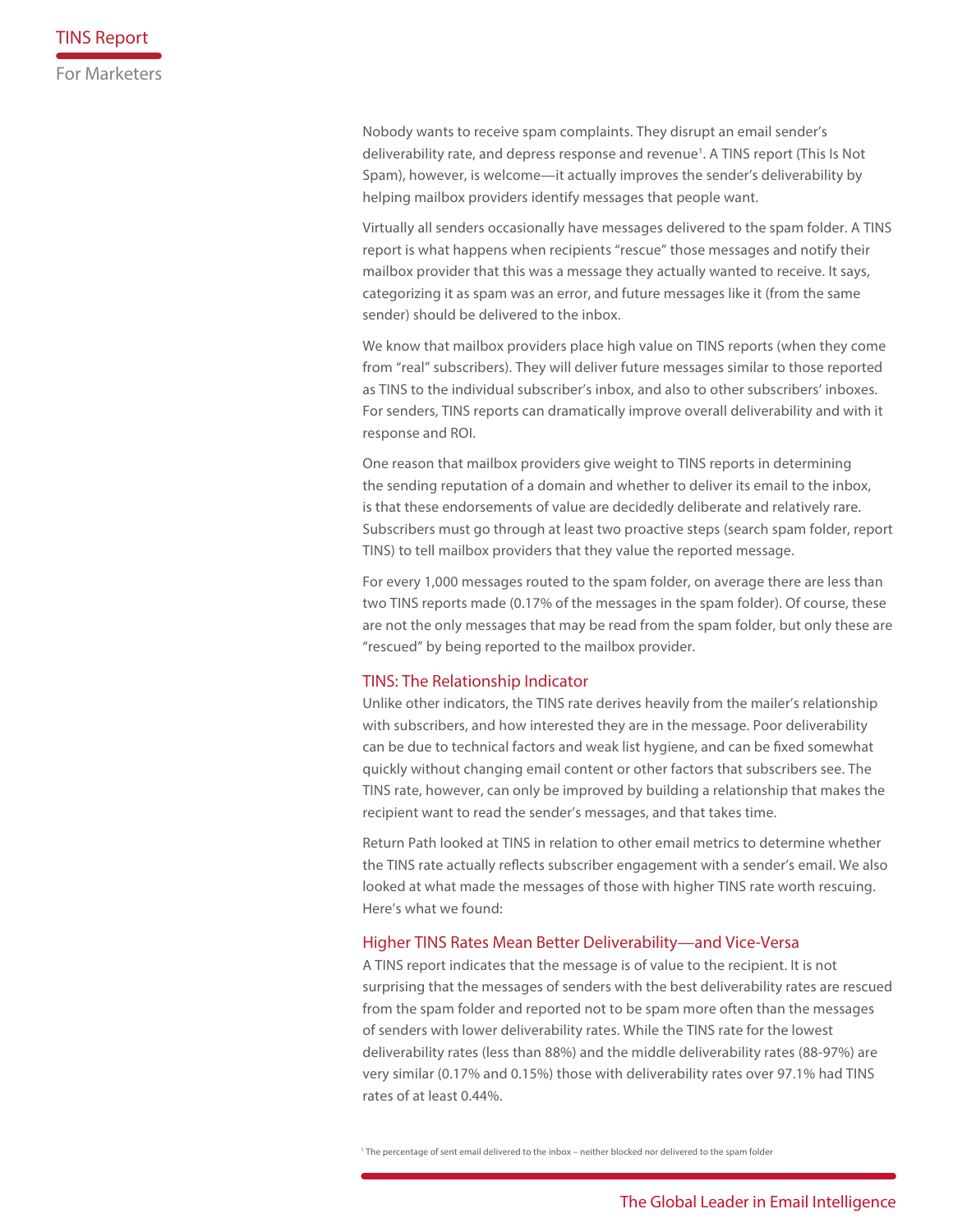Nobody wants to receive spam complaints. They disrupt an email sender's deliverability rate, and depress response and revenue[1]. A TINS report (This Is Not Spam), however, is welcome—it actually improves the sender's deliverability by helping mailbox providers identify messages that people want.

Virtually all senders occasionally have messages delivered to the spam folder. A TINS report is what happens when recipients "rescue" those messages and notify their mailbox provider that this was a message they actually wanted to receive. It says, categorizing it as spam was an error, and future messages like it (from the same sender) should be delivered to the inbox.

We know that mailbox providers place high value on TINS reports (when they come from "real" subscribers). They will deliver future messages similar to those reported as TINS to the individual subscriber's inbox, and also to other subscribers' inboxes. For senders, TINS reports can dramatically improve overall deliverability and with it response and ROI.

One reason that mailbox providers give weight to TINS reports in determining the sending reputation of a domain and whether to deliver its email to the inbox, is that these endorsements of value are decidedly deliberate and relatively rare. Subscribers must go through at least two proactive steps (search spam folder, report TINS) to tell mailbox providers that they value the reported message.

For every 1,000 messages routed to the spam folder, on average there are less than two TINS reports made (0.17% of the messages in the spam folder). Of course, these are not the only messages that may be read from the spam folder, but only these are "rescued" by being reported to the mailbox provider.

## TINS: The Relationship Indicator

Unlike other indicators, the TINS rate derives heavily from the mailer's relationship with subscribers, and how interested they are in the message. Poor deliverability can be due to technical factors and weak list hygiene, and can be fixed somewhat quickly without changing email content or other factors that subscribers see. The TINS rate, however, can only be improved by building a relationship that makes the recipient want to read the sender's messages, and that takes time.

Return Path looked at TINS in relation to other email metrics to determine whether the TINS rate actually reflects subscriber engagement with a sender's email. We also looked at what made the messages of those with higher TINS rate worth rescuing. Here's what we found:

## Higher TINS Rates Mean Better Deliverability—and Vice-Versa

A TINS report indicates that the message is of value to the recipient. It is not surprising that the messages of senders with the best deliverability rates are rescued from the spam folder and reported not to be spam more often than the messages of senders with lower deliverability rates. While the TINS rate for the lowest deliverability rates (less than 88%) and the middle deliverability rates (88-97%) are very similar (0.17% and 0.15%) those with deliverability rates over 97.1% had TINS rates of at least 0.44%.

[1] The percentage of sent email delivered to the inbox – neither blocked nor delivered to the spam folder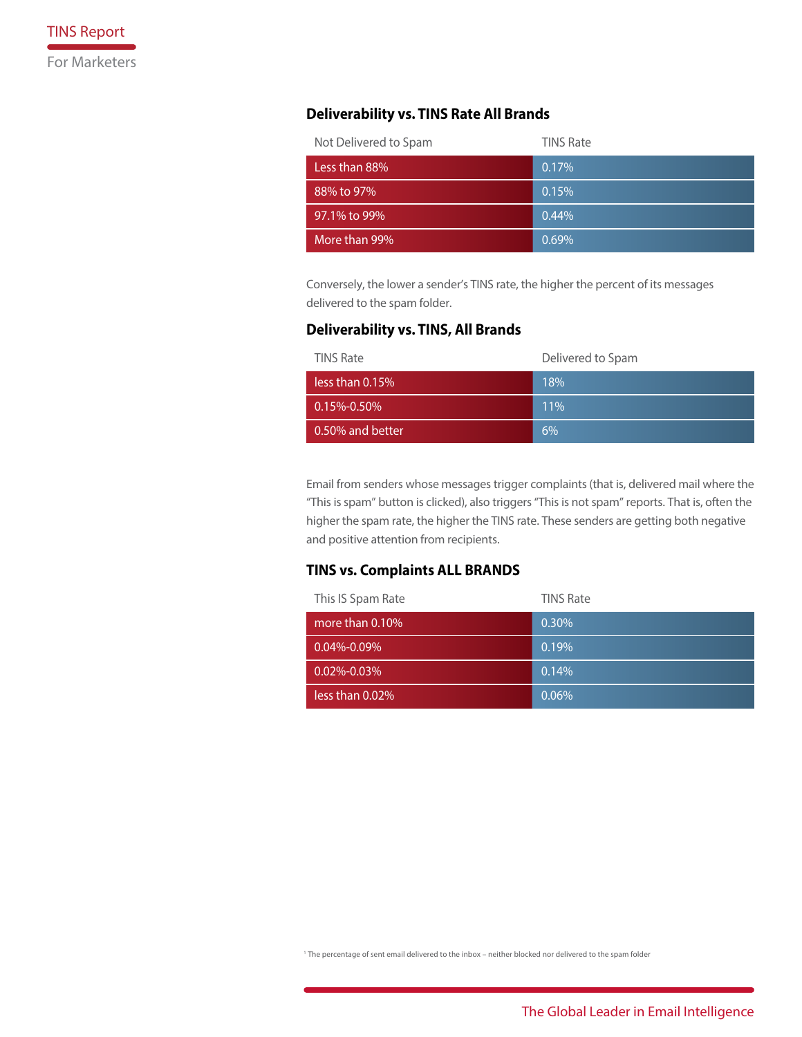### Deliverability vs. TINS Rate All Brands

| Not Delivered to Spam | TINS Rate |
|---|---|
| Less than 88% | 0.17% |
| 88% to 97% | 0.15% |
| 97.1% to 99% | 0.44% |
| More than 99% | 0.69% |

Conversely, the lower a sender's TINS rate, the higher the percent of its messages delivered to the spam folder.

### Deliverability vs. TINS, All Brands

| TINS Rate | Delivered to Spam |
|---|---|
| less than 0.15% | 18% |
| 0.15%-0.50% | 11% |
| 0.50% and better | 6% |

Email from senders whose messages trigger complaints (that is, delivered mail where the "This is spam" button is clicked), also triggers "This is not spam" reports. That is, often the higher the spam rate, the higher the TINS rate. These senders are getting both negative and positive attention from recipients.

### TINS vs. Complaints ALL BRANDS

| This IS Spam Rate | TINS Rate |
|---|---|
| more than 0.10% | 0.30% |
| 0.04%-0.09% | 0.19% |
| 0.02%-0.03% | 0.14% |
| less than 0.02% | 0.06% |

[1] The percentage of sent email delivered to the inbox – neither blocked nor delivered to the spam folder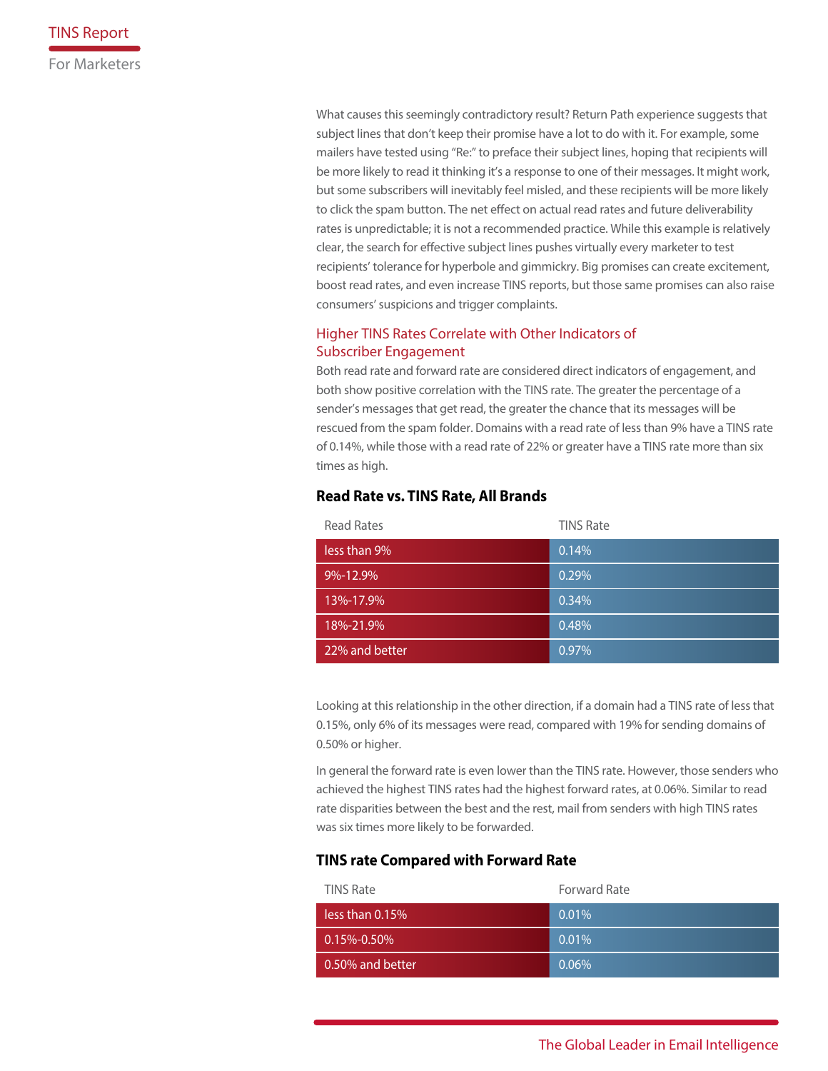What causes this seemingly contradictory result? Return Path experience suggests that subject lines that don't keep their promise have a lot to do with it. For example, some mailers have tested using "Re:" to preface their subject lines, hoping that recipients will be more likely to read it thinking it's a response to one of their messages. It might work, but some subscribers will inevitably feel misled, and these recipients will be more likely to click the spam button. The net effect on actual read rates and future deliverability rates is unpredictable; it is not a recommended practice. While this example is relatively clear, the search for effective subject lines pushes virtually every marketer to test recipients' tolerance for hyperbole and gimmickry. Big promises can create excitement, boost read rates, and even increase TINS reports, but those same promises can also raise consumers' suspicions and trigger complaints.

## Higher TINS Rates Correlate with Other Indicators of Subscriber Engagement

Both read rate and forward rate are considered direct indicators of engagement, and both show positive correlation with the TINS rate. The greater the percentage of a sender's messages that get read, the greater the chance that its messages will be rescued from the spam folder. Domains with a read rate of less than 9% have a TINS rate of 0.14%, while those with a read rate of 22% or greater have a TINS rate more than six times as high.

### Read Rate vs. TINS Rate, All Brands

| Read Rates | TINS Rate |
|---|---|
| less than 9% | 0.14% |
| 9%-12.9% | 0.29% |
| 13%-17.9% | 0.34% |
| 18%-21.9% | 0.48% |
| 22% and better | 0.97% |

Looking at this relationship in the other direction, if a domain had a TINS rate of less that 0.15%, only 6% of its messages were read, compared with 19% for sending domains of 0.50% or higher.

In general the forward rate is even lower than the TINS rate. However, those senders who achieved the highest TINS rates had the highest forward rates, at 0.06%. Similar to read rate disparities between the best and the rest, mail from senders with high TINS rates was six times more likely to be forwarded.

### TINS rate Compared with Forward Rate

| TINS Rate | Forward Rate |
|---|---|
| less than 0.15% | 0.01% |
| 0.15%-0.50% | 0.01% |
| 0.50% and better | 0.06% |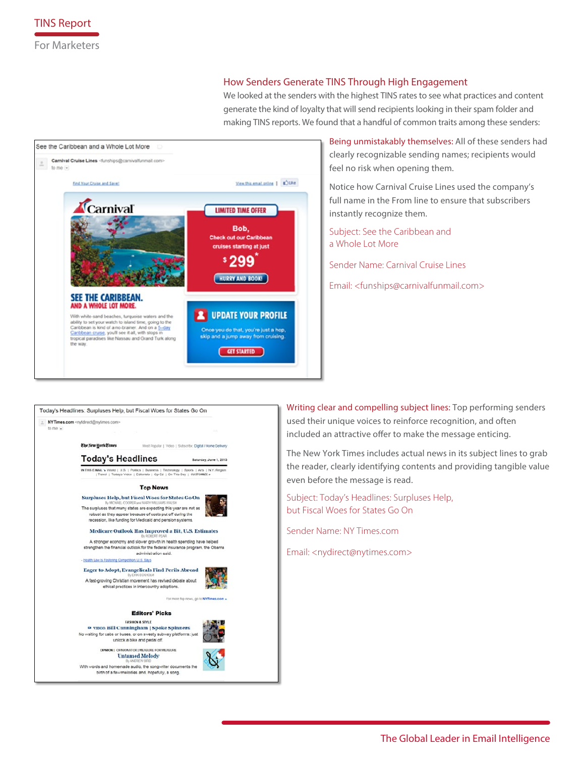## How Senders Generate TINS Through High Engagement

We looked at the senders with the highest TINS rates to see what practices and content generate the kind of loyalty that will send recipients looking in their spam folder and making TINS reports. We found that a handful of common traits among these senders:

**Being unmistakably themselves:** All of these senders had clearly recognizable sending names; recipients would feel no risk when opening them.

Notice how Carnival Cruise Lines used the company's full name in the From line to ensure that subscribers instantly recognize them.

Subject: See the Caribbean and a Whole Lot More

Sender Name: Carnival Cruise Lines

Email: <funships@carnivalfunmail.com>

**Writing clear and compelling subject lines:** Top performing senders used their unique voices to reinforce recognition, and often included an attractive offer to make the message enticing.

The New York Times includes actual news in its subject lines to grab the reader, clearly identifying contents and providing tangible value even before the message is read.

Subject: Today's Headlines: Surpluses Help, but Fiscal Woes for States Go On

Sender Name: NY Times.com

Email: <nydirect@nytimes.com>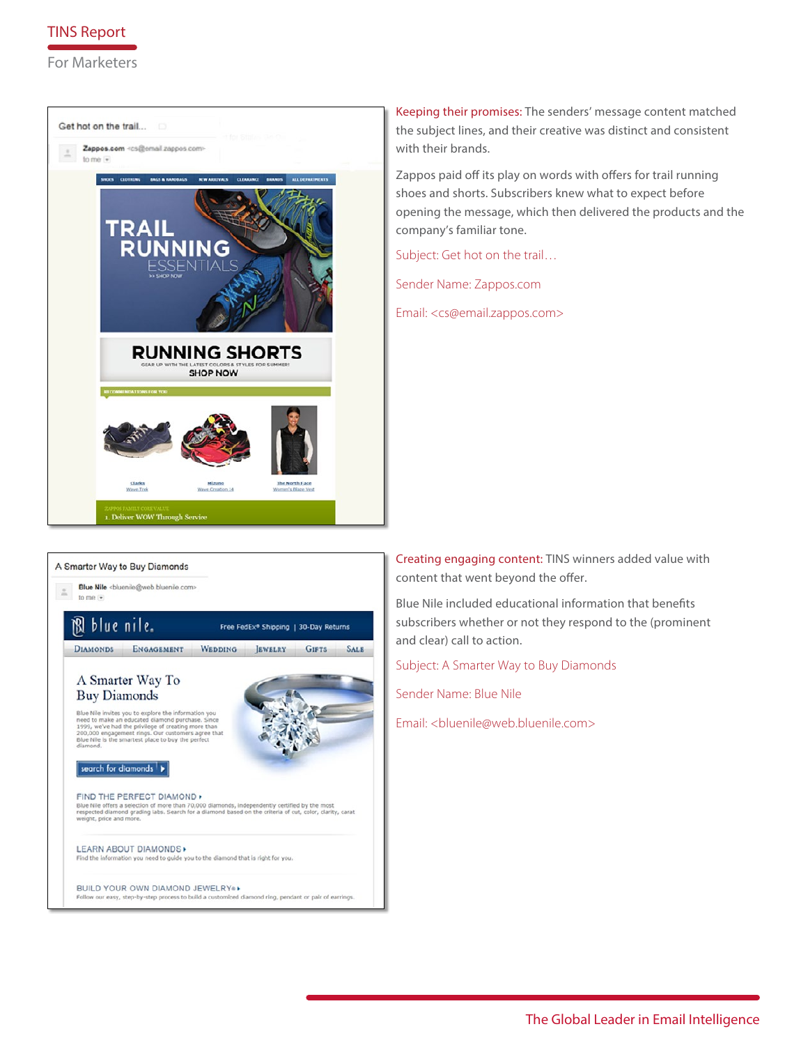**Keeping their promises:** The senders' message content matched the subject lines, and their creative was distinct and consistent with their brands.

Zappos paid off its play on words with offers for trail running shoes and shorts. Subscribers knew what to expect before opening the message, which then delivered the products and the company's familiar tone.

Subject: Get hot on the trail…

Sender Name: Zappos.com

Email: <cs@email.zappos.com>

**Creating engaging content:** TINS winners added value with content that went beyond the offer.

Blue Nile included educational information that benefits subscribers whether or not they respond to the (prominent and clear) call to action.

Subject: A Smarter Way to Buy Diamonds

Sender Name: Blue Nile

Email: <bluenile@web.bluenile.com>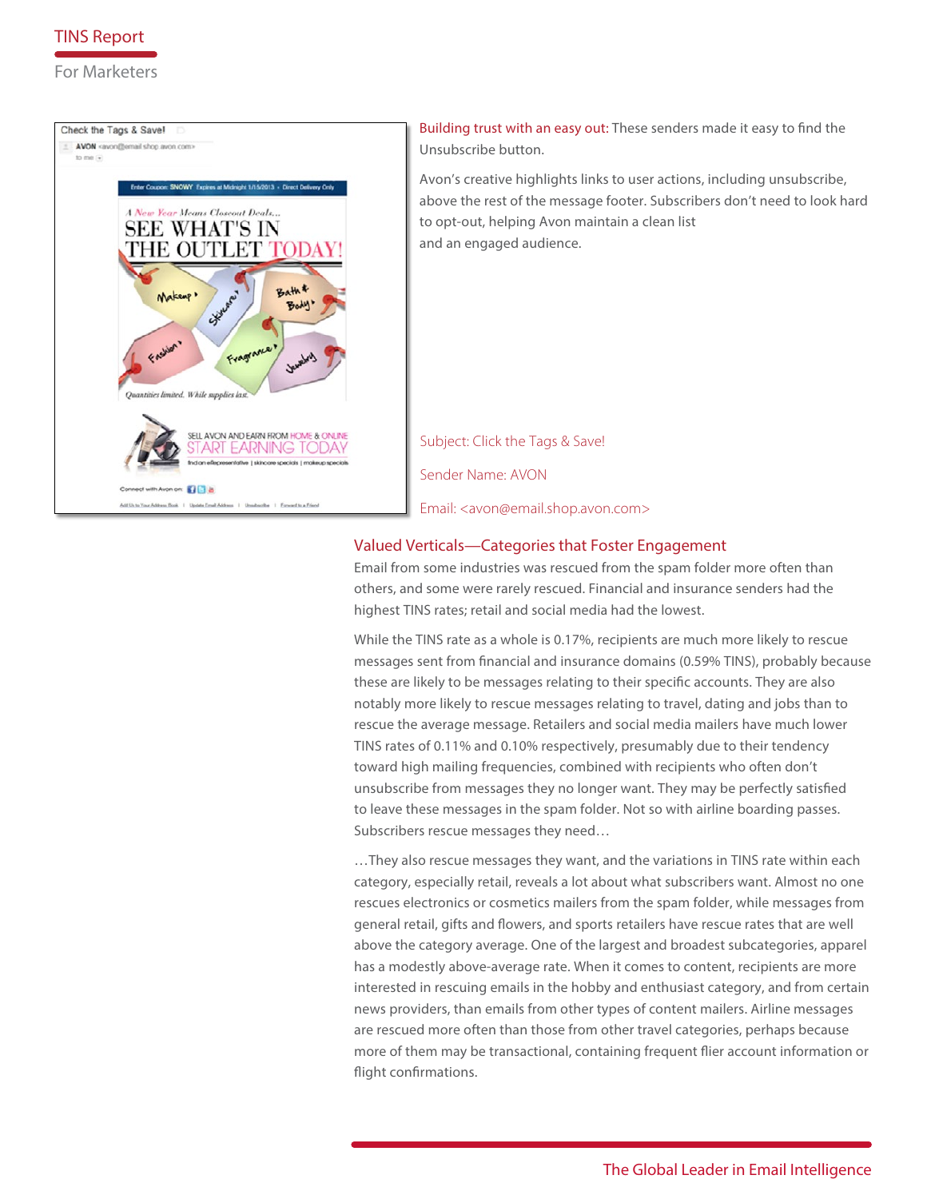**Building trust with an easy out:** These senders made it easy to find the Unsubscribe button.

Avon's creative highlights links to user actions, including unsubscribe, above the rest of the message footer. Subscribers don't need to look hard to opt-out, helping Avon maintain a clean list and an engaged audience.

Subject: Click the Tags & Save!

Sender Name: AVON

Email: <avon@email.shop.avon.com>

## Valued Verticals—Categories that Foster Engagement

Email from some industries was rescued from the spam folder more often than others, and some were rarely rescued. Financial and insurance senders had the highest TINS rates; retail and social media had the lowest.

While the TINS rate as a whole is 0.17%, recipients are much more likely to rescue messages sent from financial and insurance domains (0.59% TINS), probably because these are likely to be messages relating to their specific accounts. They are also notably more likely to rescue messages relating to travel, dating and jobs than to rescue the average message. Retailers and social media mailers have much lower TINS rates of 0.11% and 0.10% respectively, presumably due to their tendency toward high mailing frequencies, combined with recipients who often don't unsubscribe from messages they no longer want. They may be perfectly satisfied to leave these messages in the spam folder. Not so with airline boarding passes. Subscribers rescue messages they need…

…They also rescue messages they want, and the variations in TINS rate within each category, especially retail, reveals a lot about what subscribers want. Almost no one rescues electronics or cosmetics mailers from the spam folder, while messages from general retail, gifts and flowers, and sports retailers have rescue rates that are well above the category average. One of the largest and broadest subcategories, apparel has a modestly above-average rate. When it comes to content, recipients are more interested in rescuing emails in the hobby and enthusiast category, and from certain news providers, than emails from other types of content mailers. Airline messages are rescued more often than those from other travel categories, perhaps because more of them may be transactional, containing frequent flier account information or flight confirmations.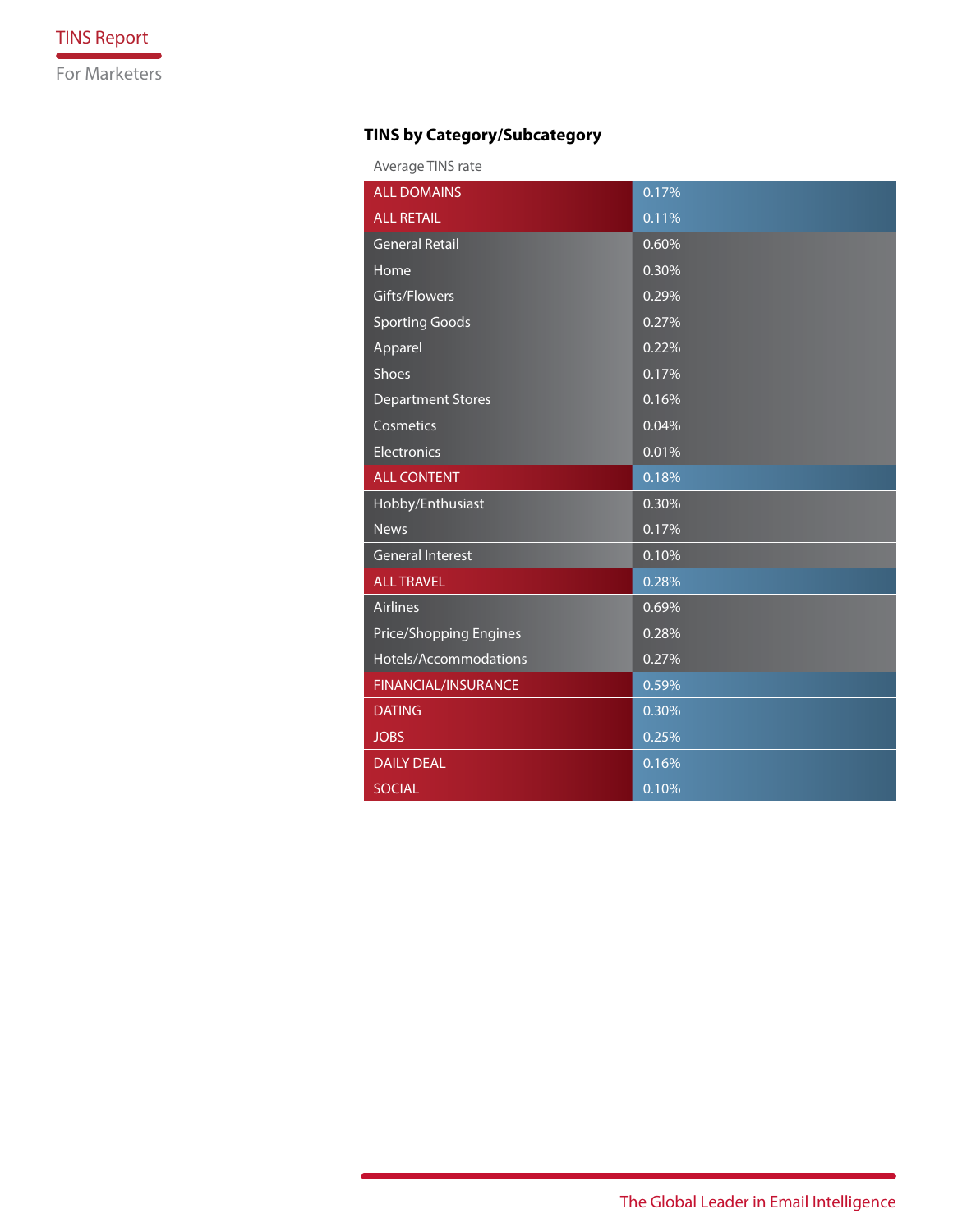## TINS by Category/Subcategory

| Average TINS rate | |
|---|---|
| ALL DOMAINS | 0.17% |
| ALL RETAIL | 0.11% |
| General Retail | 0.60% |
| Home | 0.30% |
| Gifts/Flowers | 0.29% |
| Sporting Goods | 0.27% |
| Apparel | 0.22% |
| Shoes | 0.17% |
| Department Stores | 0.16% |
| Cosmetics | 0.04% |
| Electronics | 0.01% |
| ALL CONTENT | 0.18% |
| Hobby/Enthusiast | 0.30% |
| News | 0.17% |
| General Interest | 0.10% |
| ALL TRAVEL | 0.28% |
| Airlines | 0.69% |
| Price/Shopping Engines | 0.28% |
| Hotels/Accommodations | 0.27% |
| FINANCIAL/INSURANCE | 0.59% |
| DATING | 0.30% |
| JOBS | 0.25% |
| DAILY DEAL | 0.16% |
| SOCIAL | 0.10% |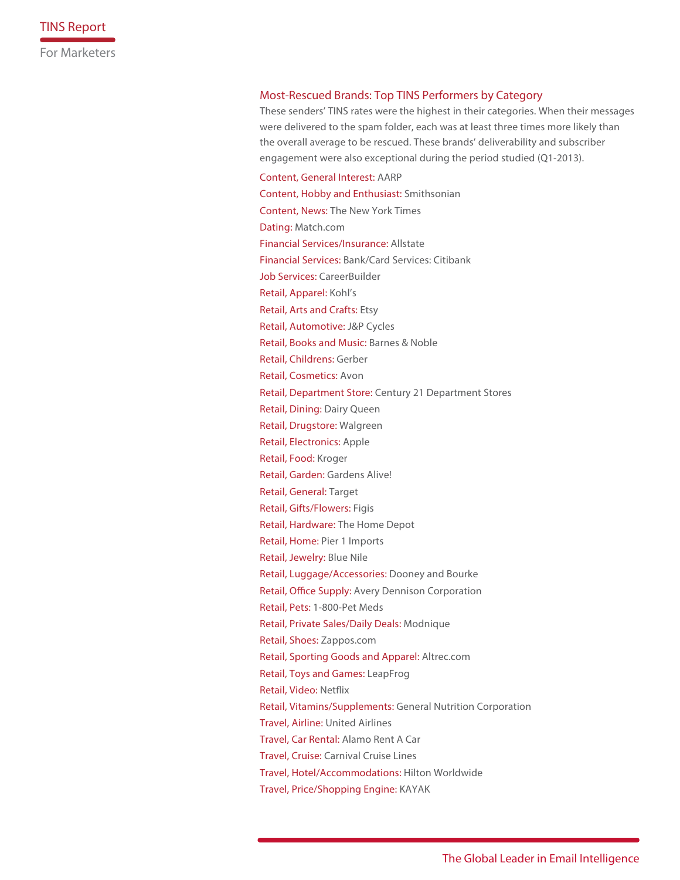## Most-Rescued Brands: Top TINS Performers by Category

These senders' TINS rates were the highest in their categories. When their messages were delivered to the spam folder, each was at least three times more likely than the overall average to be rescued. These brands' deliverability and subscriber engagement were also exceptional during the period studied (Q1-2013).

Content, General Interest: AARP

Content, Hobby and Enthusiast: Smithsonian

Content, News: The New York Times

Dating: Match.com

Financial Services/Insurance: Allstate

Financial Services: Bank/Card Services: Citibank

Job Services: CareerBuilder

Retail, Apparel: Kohl's

Retail, Arts and Crafts: Etsy

Retail, Automotive: J&P Cycles

Retail, Books and Music: Barnes & Noble

Retail, Childrens: Gerber

Retail, Cosmetics: Avon

Retail, Department Store: Century 21 Department Stores

Retail, Dining: Dairy Queen

Retail, Drugstore: Walgreen

Retail, Electronics: Apple

Retail, Food: Kroger

Retail, Garden: Gardens Alive!

Retail, General: Target

Retail, Gifts/Flowers: Figis

Retail, Hardware: The Home Depot

Retail, Home: Pier 1 Imports

Retail, Jewelry: Blue Nile

Retail, Luggage/Accessories: Dooney and Bourke

Retail, Office Supply: Avery Dennison Corporation

Retail, Pets: 1-800-Pet Meds

Retail, Private Sales/Daily Deals: Modnique

Retail, Shoes: Zappos.com

Retail, Sporting Goods and Apparel: Altrec.com

Retail, Toys and Games: LeapFrog

Retail, Video: Netflix

Retail, Vitamins/Supplements: General Nutrition Corporation

Travel, Airline: United Airlines

Travel, Car Rental: Alamo Rent A Car

Travel, Cruise: Carnival Cruise Lines

Travel, Hotel/Accommodations: Hilton Worldwide

Travel, Price/Shopping Engine: KAYAK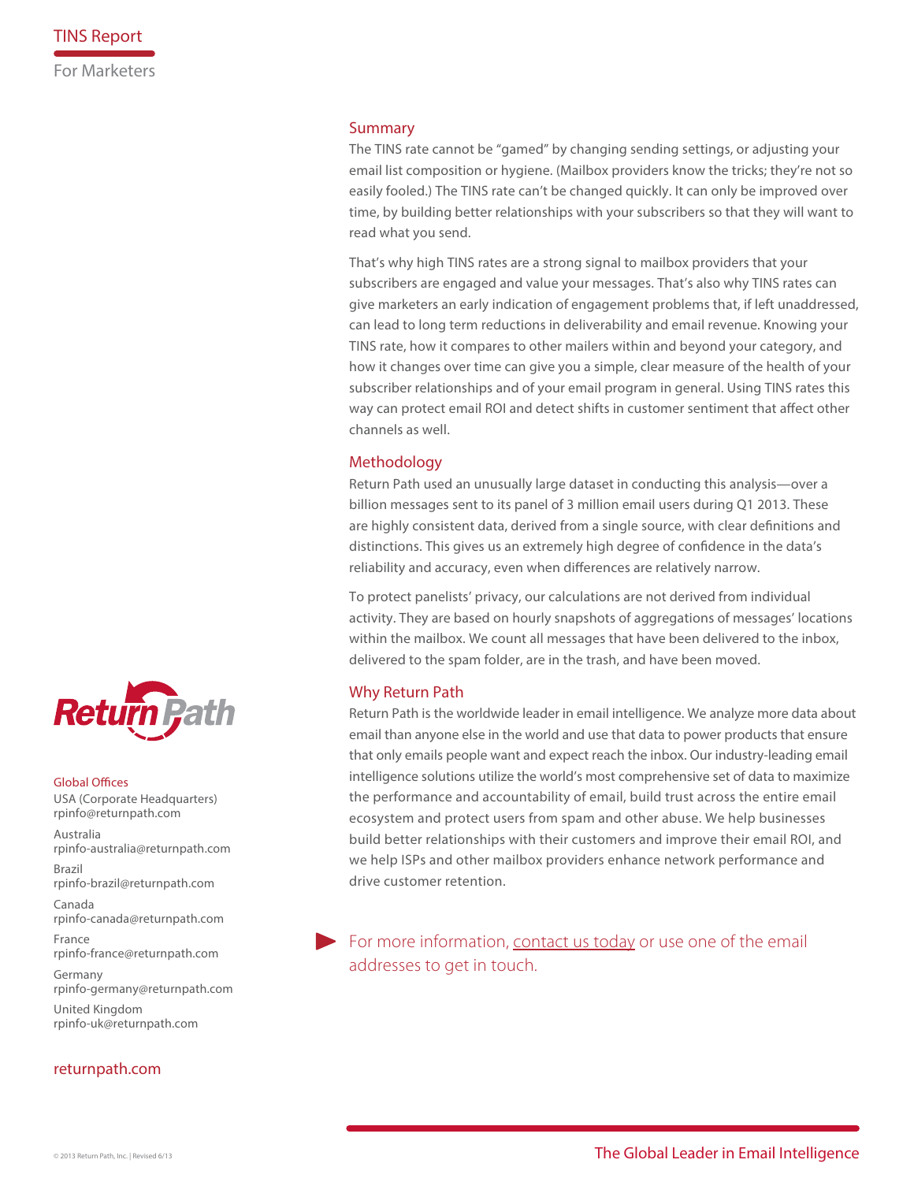## Summary

The TINS rate cannot be "gamed" by changing sending settings, or adjusting your email list composition or hygiene. (Mailbox providers know the tricks; they're not so easily fooled.) The TINS rate can't be changed quickly. It can only be improved over time, by building better relationships with your subscribers so that they will want to read what you send.

That's why high TINS rates are a strong signal to mailbox providers that your subscribers are engaged and value your messages. That's also why TINS rates can give marketers an early indication of engagement problems that, if left unaddressed, can lead to long term reductions in deliverability and email revenue. Knowing your TINS rate, how it compares to other mailers within and beyond your category, and how it changes over time can give you a simple, clear measure of the health of your subscriber relationships and of your email program in general. Using TINS rates this way can protect email ROI and detect shifts in customer sentiment that affect other channels as well.

## Methodology

Return Path used an unusually large dataset in conducting this analysis—over a billion messages sent to its panel of 3 million email users during Q1 2013. These are highly consistent data, derived from a single source, with clear definitions and distinctions. This gives us an extremely high degree of confidence in the data's reliability and accuracy, even when differences are relatively narrow.

To protect panelists' privacy, our calculations are not derived from individual activity. They are based on hourly snapshots of aggregations of messages' locations within the mailbox. We count all messages that have been delivered to the inbox, delivered to the spam folder, are in the trash, and have been moved.

## Why Return Path

Return Path is the worldwide leader in email intelligence. We analyze more data about email than anyone else in the world and use that data to power products that ensure that only emails people want and expect reach the inbox. Our industry-leading email intelligence solutions utilize the world's most comprehensive set of data to maximize the performance and accountability of email, build trust across the entire email ecosystem and protect users from spam and other abuse. We help businesses build better relationships with their customers and improve their email ROI, and we help ISPs and other mailbox providers enhance network performance and drive customer retention.

For more information, contact us today or use one of the email addresses to get in touch.

Return Path

**Global Offices**

USA (Corporate Headquarters)
rpinfo@returnpath.com

Australia
rpinfo-australia@returnpath.com

Brazil
rpinfo-brazil@returnpath.com

Canada
rpinfo-canada@returnpath.com

France
rpinfo-france@returnpath.com

Germany
rpinfo-germany@returnpath.com

United Kingdom
rpinfo-uk@returnpath.com

returnpath.com

© 2013 Return Path, Inc. | Revised 6/13

The Global Leader in Email Intelligence